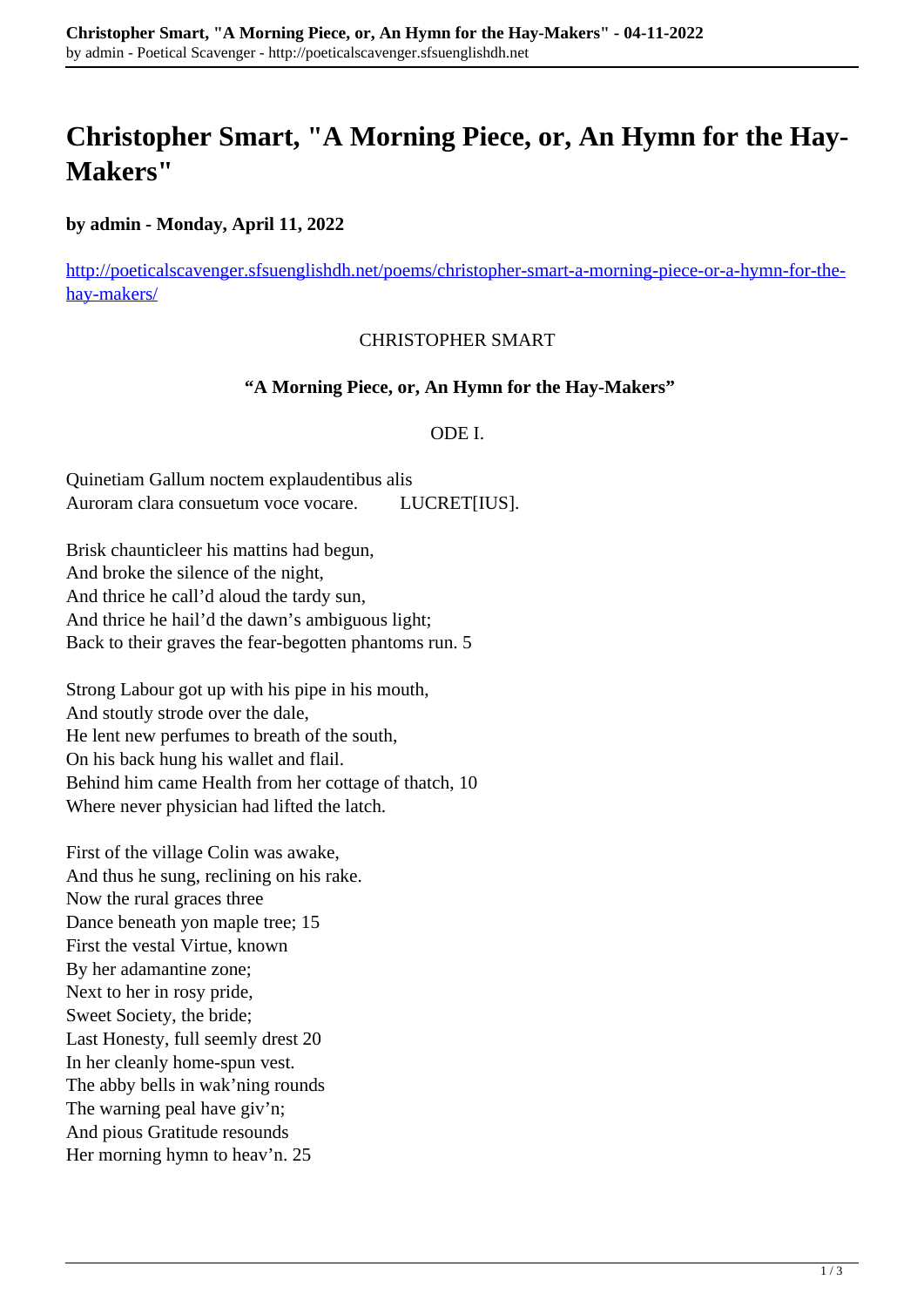# Christopher Smart, "A Morning Piece, or, An Hymn for the Hay-Makers"

**by admin - Monday, April 11, 2022**

http://poeticalscavenger.sfsuenglishdh.net/poems/christopher-smart-a-morning-piece-or-a-hymn-for-the-hay-makers/

CHRISTOPHER SMART

**"A Morning Piece, or, An Hymn for the Hay-Makers"**

ODE I.

Quinetiam Gallum noctem explaudentibus alis
Auroram clara consuetum voce vocare. LUCRET[IUS].

Brisk chaunticleer his mattins had begun,
And broke the silence of the night,
And thrice he call'd aloud the tardy sun,
And thrice he hail'd the dawn's ambiguous light;
Back to their graves the fear-begotten phantoms run. 5

Strong Labour got up with his pipe in his mouth,
And stoutly strode over the dale,
He lent new perfumes to breath of the south,
On his back hung his wallet and flail.
Behind him came Health from her cottage of thatch, 10
Where never physician had lifted the latch.

First of the village Colin was awake,
And thus he sung, reclining on his rake.
Now the rural graces three
Dance beneath yon maple tree; 15
First the vestal Virtue, known
By her adamantine zone;
Next to her in rosy pride,
Sweet Society, the bride;
Last Honesty, full seemly drest 20
In her cleanly home-spun vest.
The abby bells in wak'ning rounds
The warning peal have giv'n;
And pious Gratitude resounds
Her morning hymn to heav'n. 25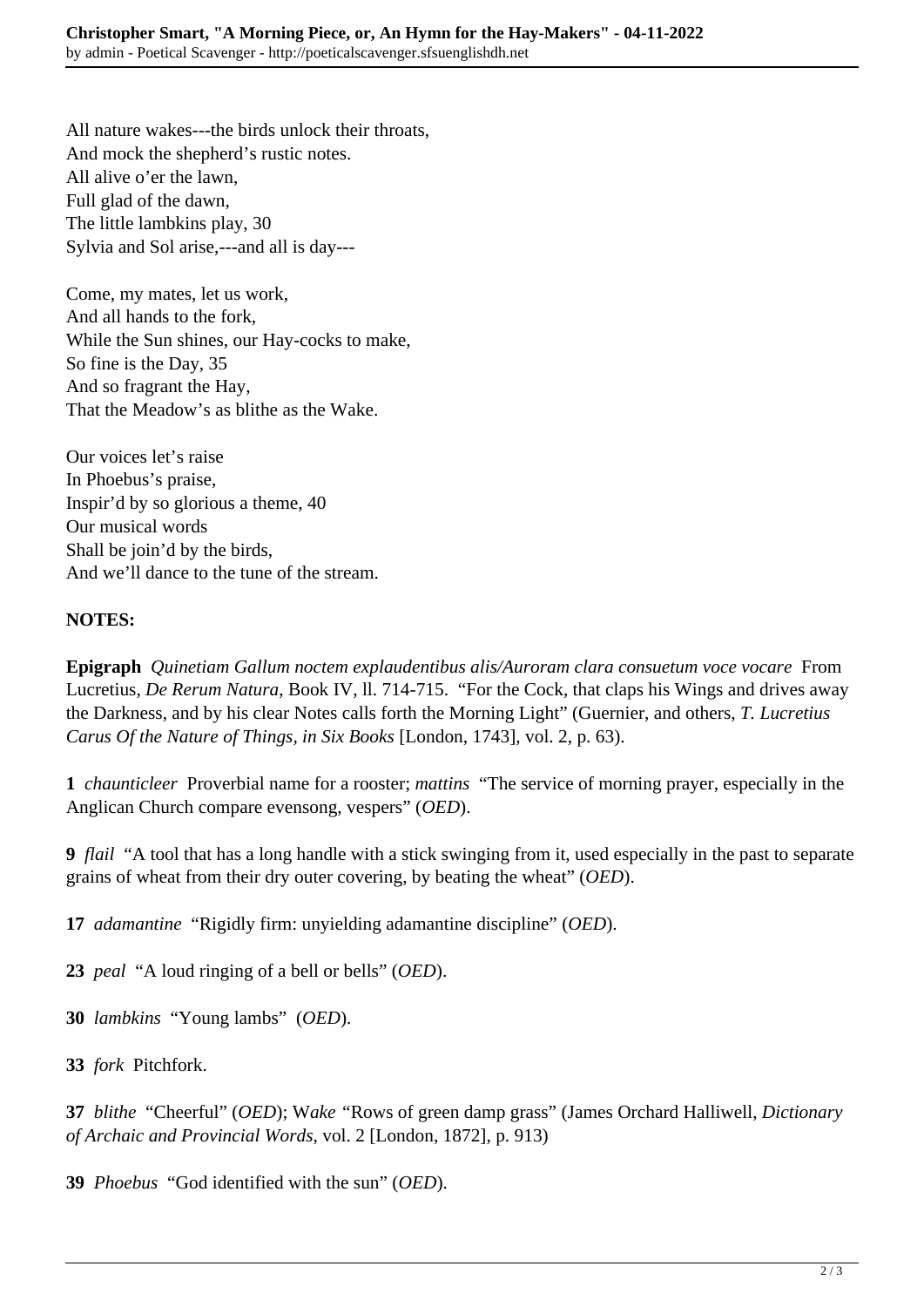All nature wakes---the birds unlock their throats,
And mock the shepherd's rustic notes.
All alive o'er the lawn,
Full glad of the dawn,
The little lambkins play, 30
Sylvia and Sol arise,---and all is day---

Come, my mates, let us work,
And all hands to the fork,
While the Sun shines, our Hay-cocks to make,
So fine is the Day, 35
And so fragrant the Hay,
That the Meadow's as blithe as the Wake.

Our voices let's raise
In Phoebus's praise,
Inspir'd by so glorious a theme, 40
Our musical words
Shall be join'd by the birds,
And we'll dance to the tune of the stream.

**NOTES:**

**Epigraph** *Quinetiam Gallum noctem explaudentibus alis/Auroram clara consuetum voce vocare* From Lucretius, *De Rerum Natura*, Book IV, ll. 714-715. "For the Cock, that claps his Wings and drives away the Darkness, and by his clear Notes calls forth the Morning Light" (Guernier, and others, *T. Lucretius Carus Of the Nature of Things, in Six Books* [London, 1743], vol. 2, p. 63).

**1** *chaunticleer* Proverbial name for a rooster; *mattins* "The service of morning prayer, especially in the Anglican Church compare evensong, vespers" (*OED*).

**9** *flail* "A tool that has a long handle with a stick swinging from it, used especially in the past to separate grains of wheat from their dry outer covering, by beating the wheat" (*OED*).

**17** *adamantine* "Rigidly firm: unyielding adamantine discipline" (*OED*).

**23** *peal* "A loud ringing of a bell or bells" (*OED*).

**30** *lambkins* "Young lambs" (*OED*).

**33** *fork* Pitchfork.

**37** *blithe* "Cheerful" (*OED*); W*ake* "Rows of green damp grass" (James Orchard Halliwell, *Dictionary of Archaic and Provincial Words*, vol. 2 [London, 1872], p. 913)

**39** *Phoebus* "God identified with the sun" (*OED*).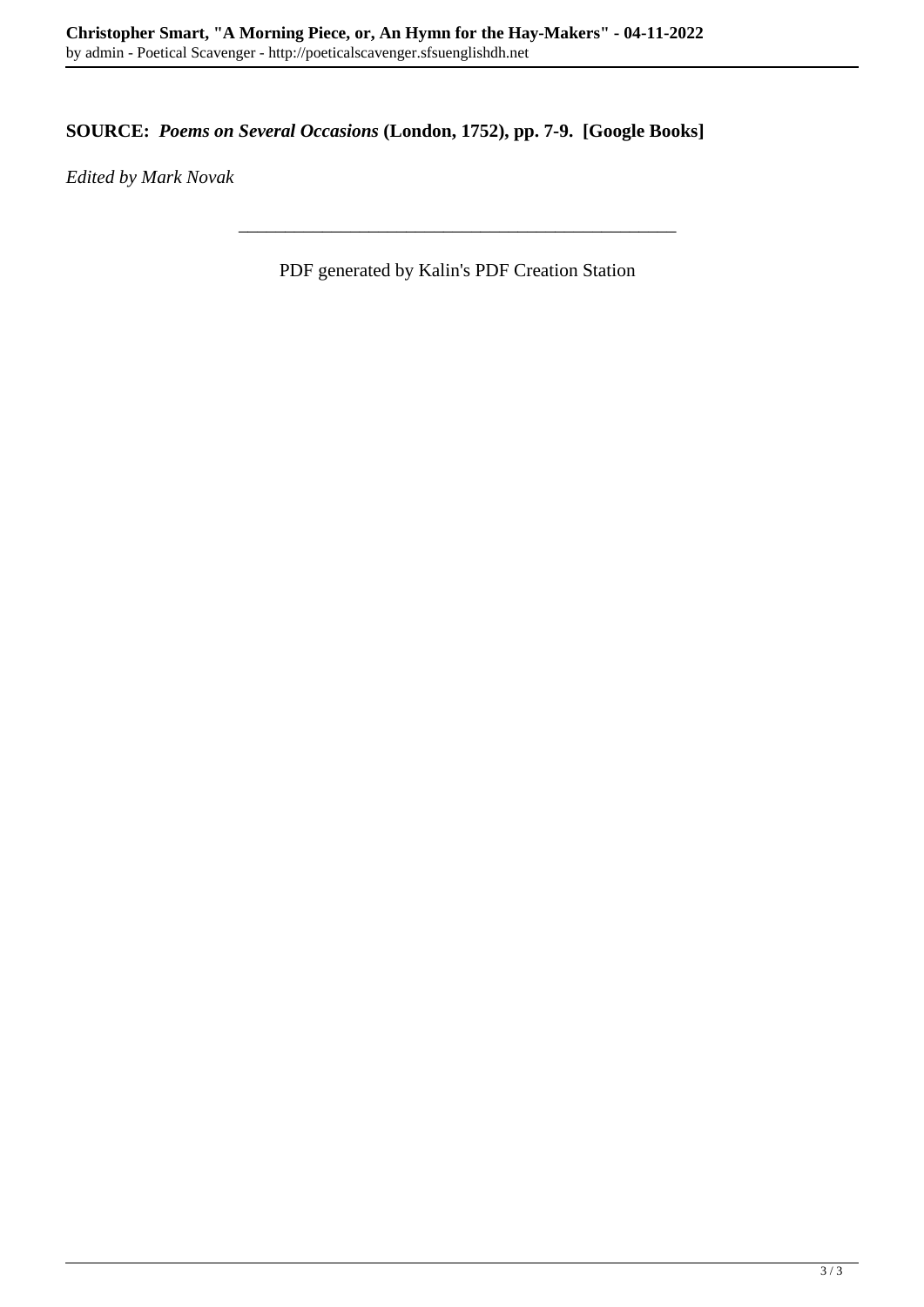**SOURCE:** ***Poems on Several Occasions*** **(London, 1752), pp. 7-9. [Google Books]**

*Edited by Mark Novak*

---

PDF generated by Kalin's PDF Creation Station